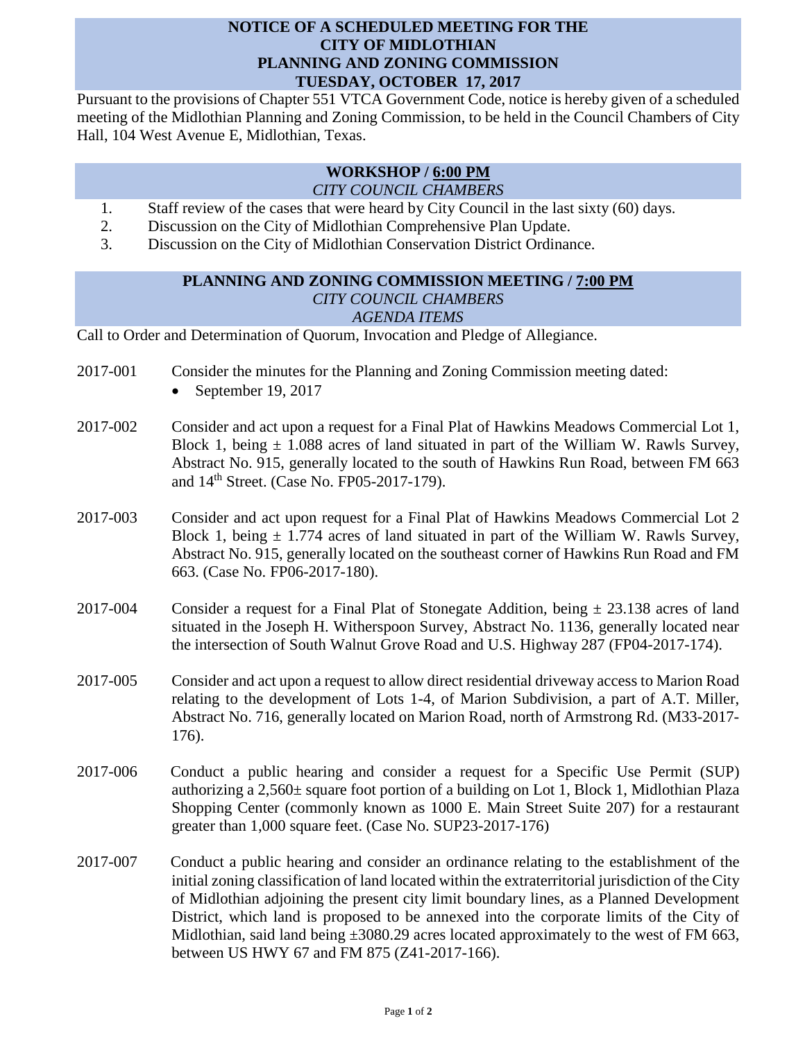# NOTICE OF A SCHEDULED MEETING FOR THE CITY OF MIDLOTHIAN PLANNING AND ZONING COMMISSION TUESDAY, OCTOBER 17, 2017

Pursuant to the provisions of Chapter 551 VTCA Government Code, notice is hereby given of a scheduled meeting of the Midlothian Planning and Zoning Commission, to be held in the Council Chambers of City Hall, 104 West Avenue E, Midlothian, Texas.

## WORKSHOP / 6:00 PM

*CITY COUNCIL CHAMBERS*

1. Staff review of the cases that were heard by City Council in the last sixty (60) days.
2. Discussion on the City of Midlothian Comprehensive Plan Update.
3. Discussion on the City of Midlothian Conservation District Ordinance.

## PLANNING AND ZONING COMMISSION MEETING / 7:00 PM

*CITY COUNCIL CHAMBERS*

*AGENDA ITEMS*

Call to Order and Determination of Quorum, Invocation and Pledge of Allegiance.

2017-001 Consider the minutes for the Planning and Zoning Commission meeting dated:

- September 19, 2017

2017-002 Consider and act upon a request for a Final Plat of Hawkins Meadows Commercial Lot 1, Block 1, being ± 1.088 acres of land situated in part of the William W. Rawls Survey, Abstract No. 915, generally located to the south of Hawkins Run Road, between FM 663 and 14th Street. (Case No. FP05-2017-179).

2017-003 Consider and act upon request for a Final Plat of Hawkins Meadows Commercial Lot 2 Block 1, being ± 1.774 acres of land situated in part of the William W. Rawls Survey, Abstract No. 915, generally located on the southeast corner of Hawkins Run Road and FM 663. (Case No. FP06-2017-180).

2017-004 Consider a request for a Final Plat of Stonegate Addition, being ± 23.138 acres of land situated in the Joseph H. Witherspoon Survey, Abstract No. 1136, generally located near the intersection of South Walnut Grove Road and U.S. Highway 287 (FP04-2017-174).

2017-005 Consider and act upon a request to allow direct residential driveway access to Marion Road relating to the development of Lots 1-4, of Marion Subdivision, a part of A.T. Miller, Abstract No. 716, generally located on Marion Road, north of Armstrong Rd. (M33-2017-176).

2017-006 Conduct a public hearing and consider a request for a Specific Use Permit (SUP) authorizing a 2,560± square foot portion of a building on Lot 1, Block 1, Midlothian Plaza Shopping Center (commonly known as 1000 E. Main Street Suite 207) for a restaurant greater than 1,000 square feet. (Case No. SUP23-2017-176)

2017-007 Conduct a public hearing and consider an ordinance relating to the establishment of the initial zoning classification of land located within the extraterritorial jurisdiction of the City of Midlothian adjoining the present city limit boundary lines, as a Planned Development District, which land is proposed to be annexed into the corporate limits of the City of Midlothian, said land being ±3080.29 acres located approximately to the west of FM 663, between US HWY 67 and FM 875 (Z41-2017-166).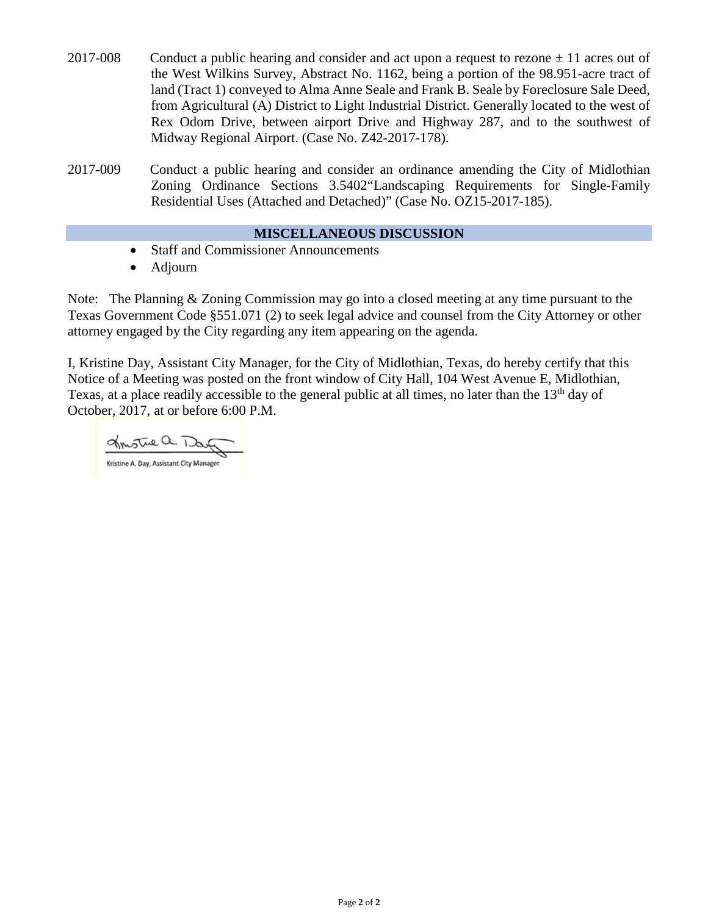2017-008 Conduct a public hearing and consider and act upon a request to rezone ± 11 acres out of the West Wilkins Survey, Abstract No. 1162, being a portion of the 98.951-acre tract of land (Tract 1) conveyed to Alma Anne Seale and Frank B. Seale by Foreclosure Sale Deed, from Agricultural (A) District to Light Industrial District. Generally located to the west of Rex Odom Drive, between airport Drive and Highway 287, and to the southwest of Midway Regional Airport. (Case No. Z42-2017-178).

2017-009 Conduct a public hearing and consider an ordinance amending the City of Midlothian Zoning Ordinance Sections 3.5402"Landscaping Requirements for Single-Family Residential Uses (Attached and Detached)" (Case No. OZ15-2017-185).

## MISCELLANEOUS DISCUSSION

- Staff and Commissioner Announcements
- Adjourn

Note: The Planning & Zoning Commission may go into a closed meeting at any time pursuant to the Texas Government Code §551.071 (2) to seek legal advice and counsel from the City Attorney or other attorney engaged by the City regarding any item appearing on the agenda.

I, Kristine Day, Assistant City Manager, for the City of Midlothian, Texas, do hereby certify that this Notice of a Meeting was posted on the front window of City Hall, 104 West Avenue E, Midlothian, Texas, at a place readily accessible to the general public at all times, no later than the 13th day of October, 2017, at or before 6:00 P.M.

Kristine A. Day, Assistant City Manager